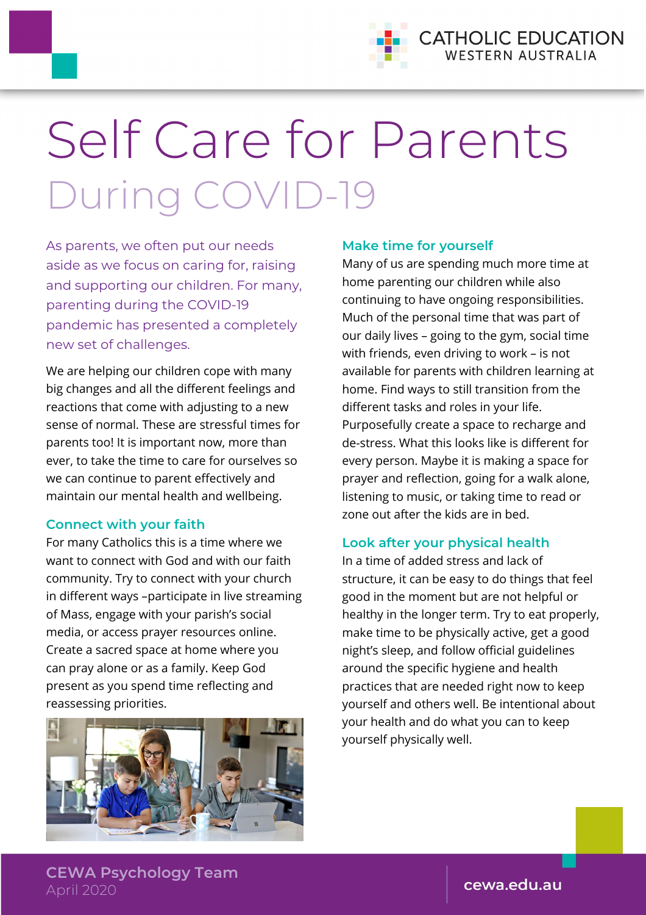# Self Care for Parents

## During COVID-19

As parents, we often put our needs aside as we focus on caring for, raising and supporting our children. For many, parenting during the COVID-19 pandemic has presented a completely new set of challenges.

We are helping our children cope with many big changes and all the different feelings and reactions that come with adjusting to a new sense of normal. These are stressful times for parents too! It is important now, more than ever, to take the time to care for ourselves so we can continue to parent effectively and maintain our mental health and wellbeing.

### Connect with your faith

For many Catholics this is a time where we want to connect with God and with our faith community. Try to connect with your church in different ways –participate in live streaming of Mass, engage with your parish's social media, or access prayer resources online. Create a sacred space at home where you can pray alone or as a family. Keep God present as you spend time reflecting and reassessing priorities.

### Make time for yourself

Many of us are spending much more time at home parenting our children while also continuing to have ongoing responsibilities. Much of the personal time that was part of our daily lives – going to the gym, social time with friends, even driving to work – is not available for parents with children learning at home. Find ways to still transition from the different tasks and roles in your life. Purposefully create a space to recharge and de-stress. What this looks like is different for every person. Maybe it is making a space for prayer and reflection, going for a walk alone, listening to music, or taking time to read or zone out after the kids are in bed.

### Look after your physical health

In a time of added stress and lack of structure, it can be easy to do things that feel good in the moment but are not helpful or healthy in the longer term. Try to eat properly, make time to be physically active, get a good night's sleep, and follow official guidelines around the specific hygiene and health practices that are needed right now to keep yourself and others well. Be intentional about your health and do what you can to keep yourself physically well.

**CEWA Psychology Team**
April 2020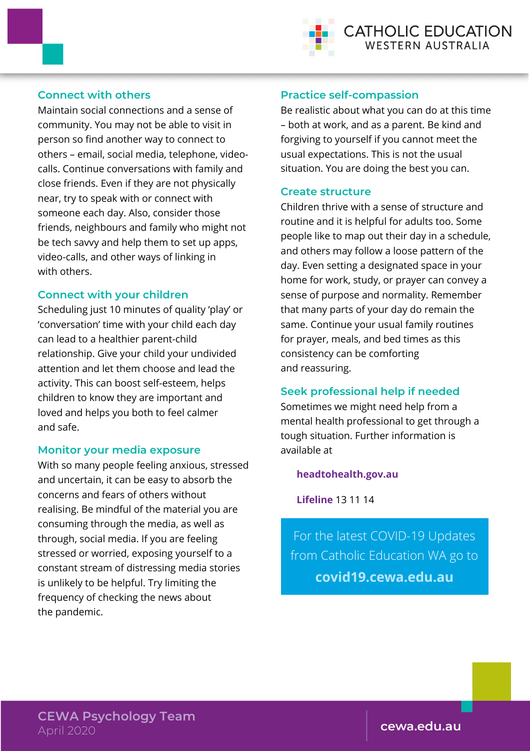### Connect with others

Maintain social connections and a sense of community. You may not be able to visit in person so find another way to connect to others – email, social media, telephone, video-calls. Continue conversations with family and close friends. Even if they are not physically near, try to speak with or connect with someone each day. Also, consider those friends, neighbours and family who might not be tech savvy and help them to set up apps, video-calls, and other ways of linking in with others.

### Connect with your children

Scheduling just 10 minutes of quality 'play' or 'conversation' time with your child each day can lead to a healthier parent-child relationship. Give your child your undivided attention and let them choose and lead the activity. This can boost self-esteem, helps children to know they are important and loved and helps you both to feel calmer and safe.

### Monitor your media exposure

With so many people feeling anxious, stressed and uncertain, it can be easy to absorb the concerns and fears of others without realising. Be mindful of the material you are consuming through the media, as well as through, social media. If you are feeling stressed or worried, exposing yourself to a constant stream of distressing media stories is unlikely to be helpful. Try limiting the frequency of checking the news about the pandemic.

### Practice self-compassion

Be realistic about what you can do at this time – both at work, and as a parent. Be kind and forgiving to yourself if you cannot meet the usual expectations. This is not the usual situation. You are doing the best you can.

### Create structure

Children thrive with a sense of structure and routine and it is helpful for adults too. Some people like to map out their day in a schedule, and others may follow a loose pattern of the day. Even setting a designated space in your home for work, study, or prayer can convey a sense of purpose and normality. Remember that many parts of your day do remain the same. Continue your usual family routines for prayer, meals, and bed times as this consistency can be comforting and reassuring.

### Seek professional help if needed

Sometimes we might need help from a mental health professional to get through a tough situation. Further information is available at

**headtohealth.gov.au**

**Lifeline** 13 11 14

For the latest COVID-19 Updates from Catholic Education WA go to **covid19.cewa.edu.au**

**CEWA Psychology Team**
April 2020

**cewa.edu.au**